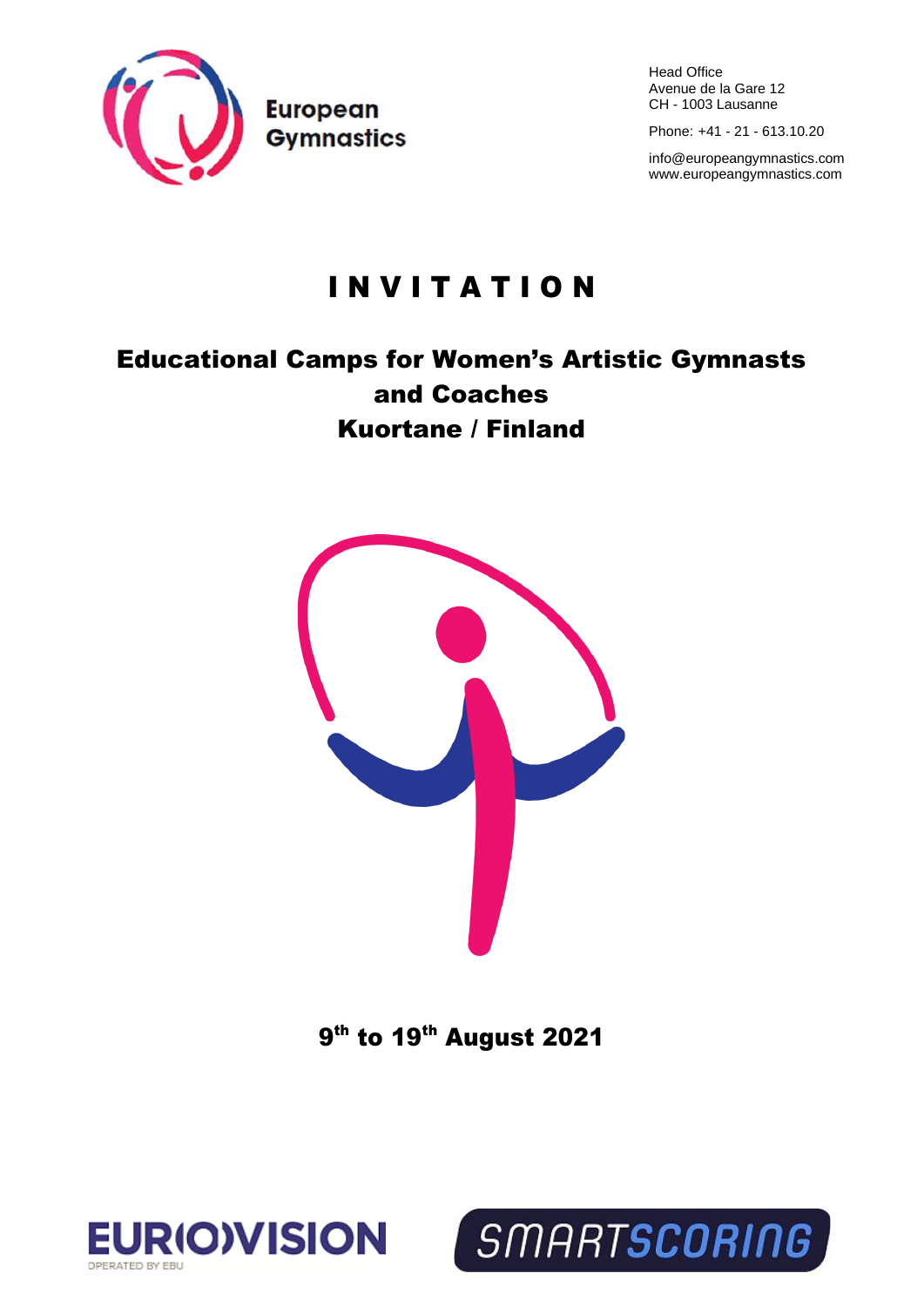European Gymnastics

Head Office
Avenue de la Gare 12
CH - 1003 Lausanne

Phone: +41 - 21 - 613.10.20

info@europeangymnastics.com
www.europeangymnastics.com

# I N V I T A T I O N

## Educational Camps for Women's Artistic Gymnasts and Coaches
## Kuortane / Finland

**9th to 19th August 2021**

EUROVISION OPERATED BY EBU

SMARTSCORING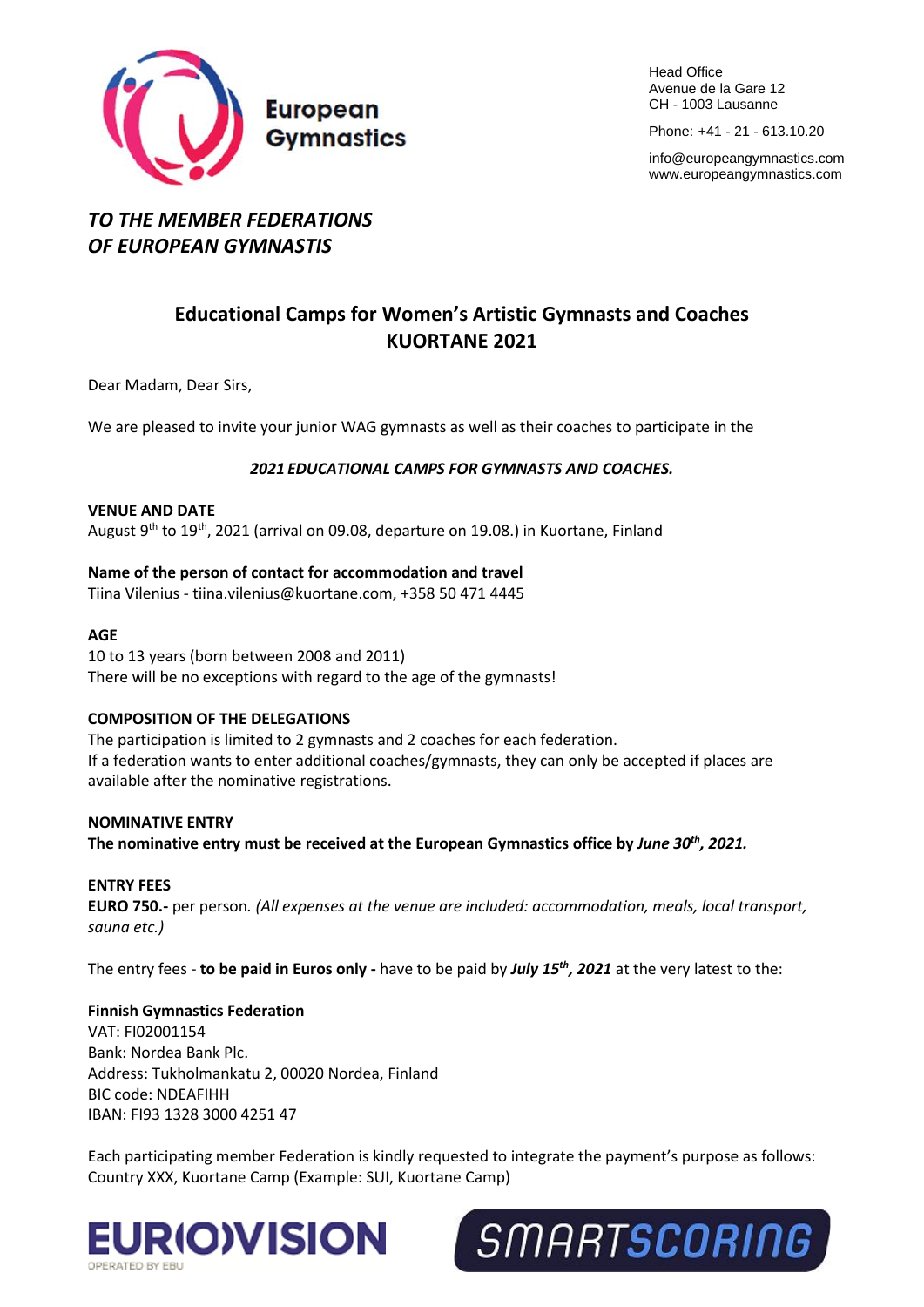Head Office
Avenue de la Gare 12
CH - 1003 Lausanne

Phone: +41 - 21 - 613.10.20

info@europeangymnastics.com
www.europeangymnastics.com

***TO THE MEMBER FEDERATIONS OF EUROPEAN GYMNASTIS***

## Educational Camps for Women's Artistic Gymnasts and Coaches KUORTANE 2021

Dear Madam, Dear Sirs,

We are pleased to invite your junior WAG gymnasts as well as their coaches to participate in the

***2021 EDUCATIONAL CAMPS FOR GYMNASTS AND COACHES.***

**VENUE AND DATE**
August 9th to 19th, 2021 (arrival on 09.08, departure on 19.08.) in Kuortane, Finland

**Name of the person of contact for accommodation and travel**
Tiina Vilenius - tiina.vilenius@kuortane.com, +358 50 471 4445

**AGE**
10 to 13 years (born between 2008 and 2011)
There will be no exceptions with regard to the age of the gymnasts!

**COMPOSITION OF THE DELEGATIONS**
The participation is limited to 2 gymnasts and 2 coaches for each federation.
If a federation wants to enter additional coaches/gymnasts, they can only be accepted if places are available after the nominative registrations.

**NOMINATIVE ENTRY**
**The nominative entry must be received at the European Gymnastics office by *June 30th, 2021.***

**ENTRY FEES**
**EURO 750.-** per person. *(All expenses at the venue are included: accommodation, meals, local transport, sauna etc.)*

The entry fees - **to be paid in Euros only -** have to be paid by ***July 15th, 2021*** at the very latest to the:

**Finnish Gymnastics Federation**
VAT: FI02001154
Bank: Nordea Bank Plc.
Address: Tukholmankatu 2, 00020 Nordea, Finland
BIC code: NDEAFIHH
IBAN: FI93 1328 3000 4251 47

Each participating member Federation is kindly requested to integrate the payment's purpose as follows:
Country XXX, Kuortane Camp (Example: SUI, Kuortane Camp)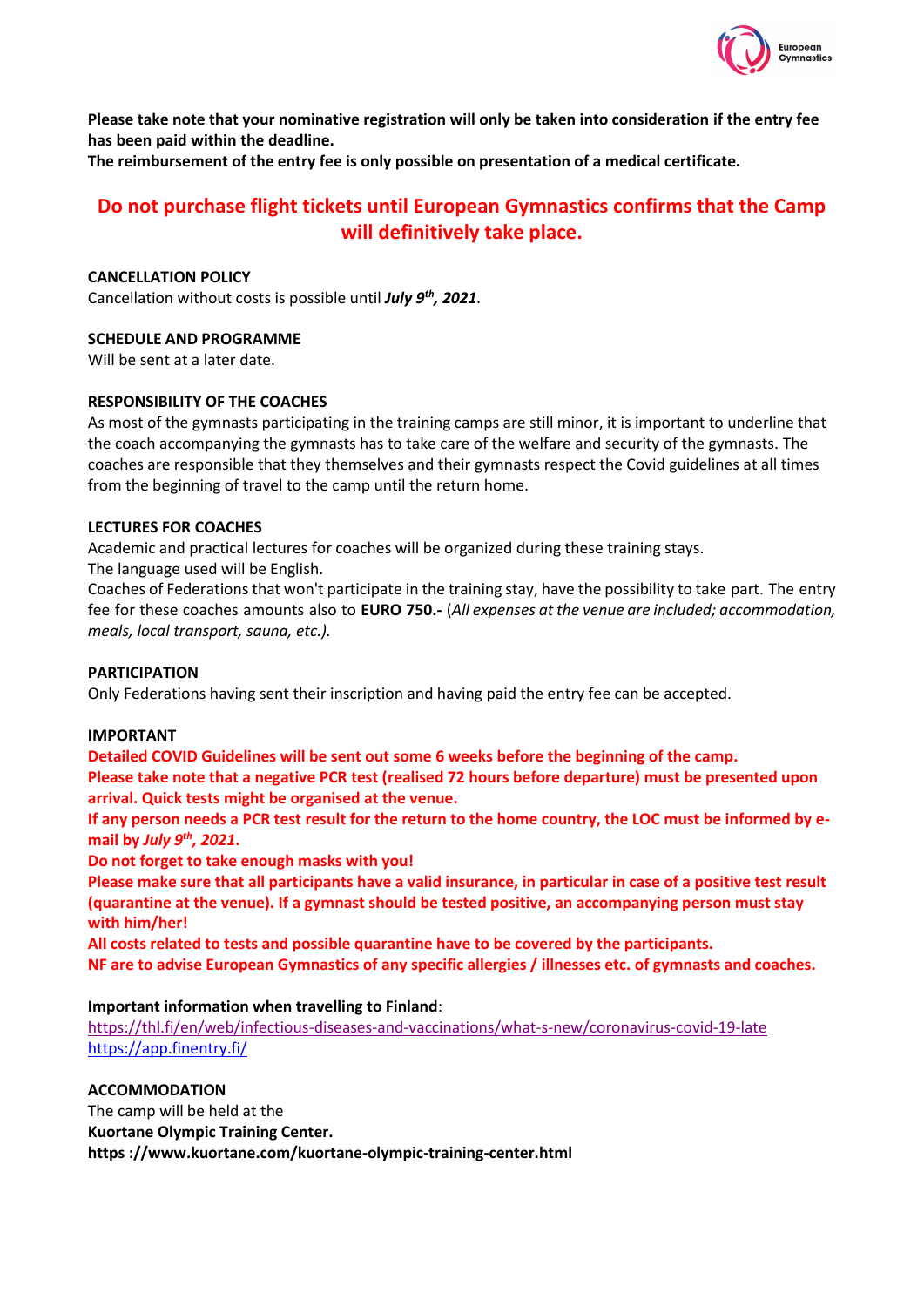**Please take note that your nominative registration will only be taken into consideration if the entry fee has been paid within the deadline.**
**The reimbursement of the entry fee is only possible on presentation of a medical certificate.**

**Do not purchase flight tickets until European Gymnastics confirms that the Camp will definitively take place.**

**CANCELLATION POLICY**
Cancellation without costs is possible until ***July 9th, 2021***.

**SCHEDULE AND PROGRAMME**
Will be sent at a later date.

**RESPONSIBILITY OF THE COACHES**
As most of the gymnasts participating in the training camps are still minor, it is important to underline that the coach accompanying the gymnasts has to take care of the welfare and security of the gymnasts. The coaches are responsible that they themselves and their gymnasts respect the Covid guidelines at all times from the beginning of travel to the camp until the return home.

**LECTURES FOR COACHES**
Academic and practical lectures for coaches will be organized during these training stays.
The language used will be English.
Coaches of Federations that won't participate in the training stay, have the possibility to take part. The entry fee for these coaches amounts also to **EURO 750.-** (*All expenses at the venue are included; accommodation, meals, local transport, sauna, etc.)*.

**PARTICIPATION**
Only Federations having sent their inscription and having paid the entry fee can be accepted.

**IMPORTANT**
**Detailed COVID Guidelines will be sent out some 6 weeks before the beginning of the camp.**
**Please take note that a negative PCR test (realised 72 hours before departure) must be presented upon arrival. Quick tests might be organised at the venue.**
**If any person needs a PCR test result for the return to the home country, the LOC must be informed by e-mail by *July 9th, 2021*.**
**Do not forget to take enough masks with you!**
**Please make sure that all participants have a valid insurance, in particular in case of a positive test result (quarantine at the venue). If a gymnast should be tested positive, an accompanying person must stay with him/her!**
**All costs related to tests and possible quarantine have to be covered by the participants.**
**NF are to advise European Gymnastics of any specific allergies / illnesses etc. of gymnasts and coaches.**

**Important information when travelling to Finland**:
https://thl.fi/en/web/infectious-diseases-and-vaccinations/what-s-new/coronavirus-covid-19-late
https://app.finentry.fi/

**ACCOMMODATION**
The camp will be held at the
**Kuortane Olympic Training Center.**
**https ://www.kuortane.com/kuortane-olympic-training-center.html**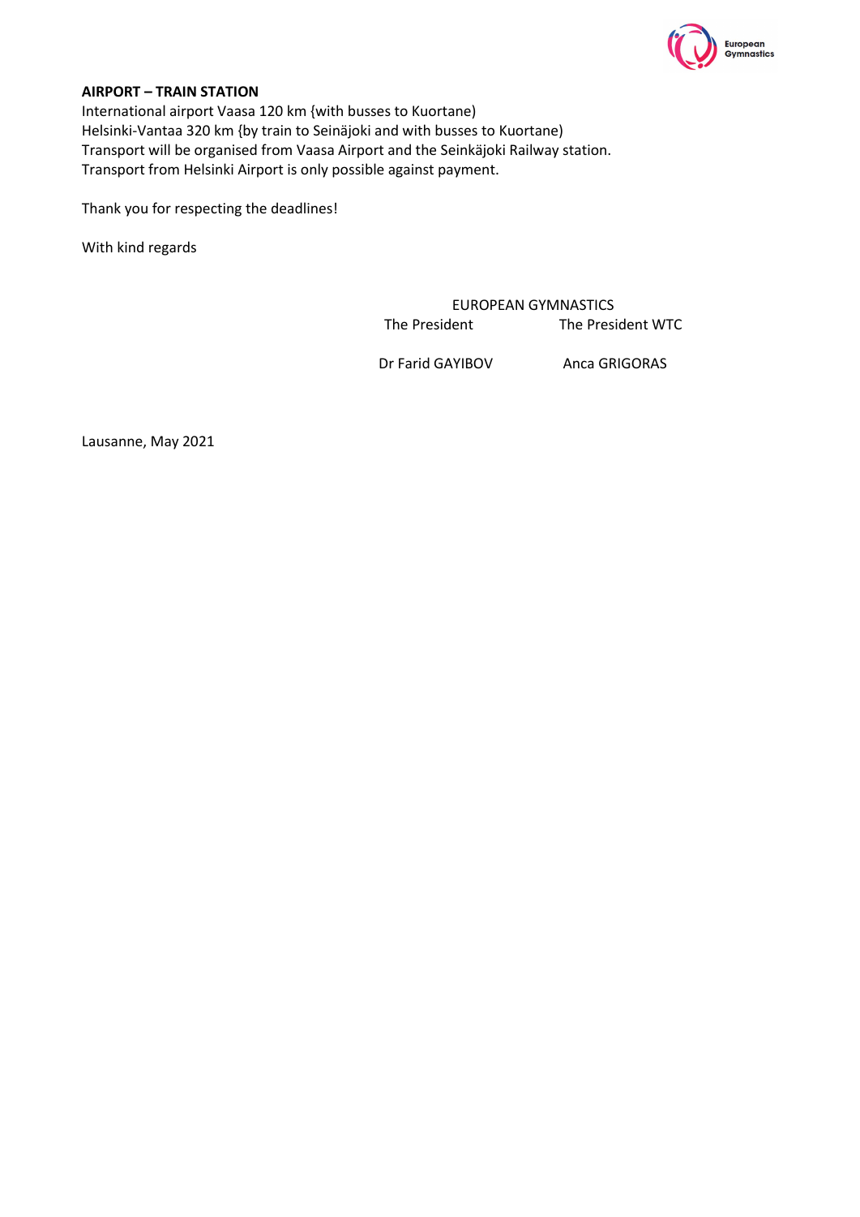**AIRPORT – TRAIN STATION**

International airport Vaasa 120 km {with busses to Kuortane)
Helsinki-Vantaa 320 km {by train to Seinäjoki and with busses to Kuortane)
Transport will be organised from Vaasa Airport and the Seinkäjoki Railway station.
Transport from Helsinki Airport is only possible against payment.

Thank you for respecting the deadlines!

With kind regards

EUROPEAN GYMNASTICS

| The President | The President WTC |
|---|---|
| Dr Farid GAYIBOV | Anca GRIGORAS |

Lausanne, May 2021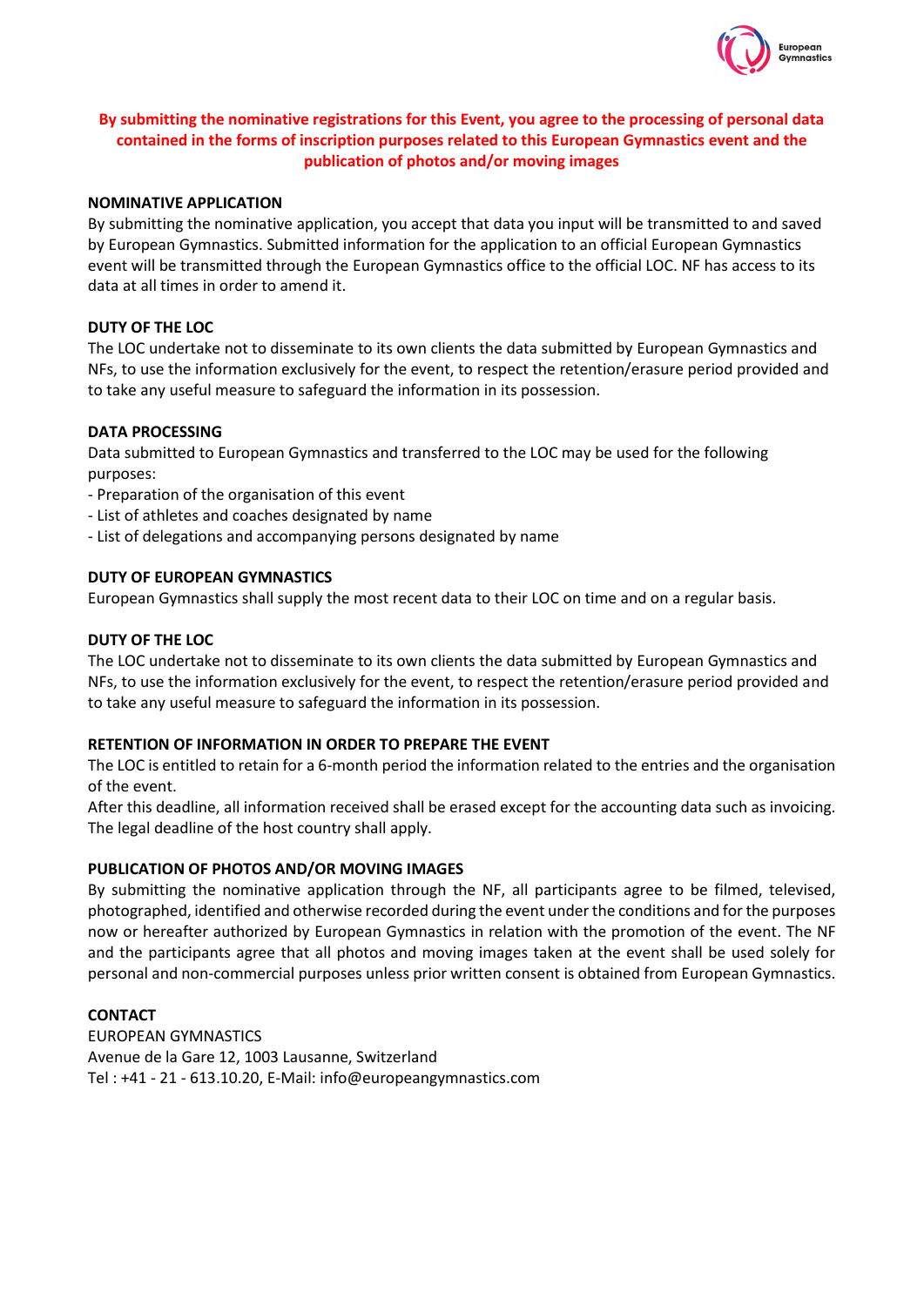**By submitting the nominative registrations for this Event, you agree to the processing of personal data contained in the forms of inscription purposes related to this European Gymnastics event and the publication of photos and/or moving images**

**NOMINATIVE APPLICATION**

By submitting the nominative application, you accept that data you input will be transmitted to and saved by European Gymnastics. Submitted information for the application to an official European Gymnastics event will be transmitted through the European Gymnastics office to the official LOC. NF has access to its data at all times in order to amend it.

**DUTY OF THE LOC**

The LOC undertake not to disseminate to its own clients the data submitted by European Gymnastics and NFs, to use the information exclusively for the event, to respect the retention/erasure period provided and to take any useful measure to safeguard the information in its possession.

**DATA PROCESSING**

Data submitted to European Gymnastics and transferred to the LOC may be used for the following purposes:

- Preparation of the organisation of this event
- List of athletes and coaches designated by name
- List of delegations and accompanying persons designated by name

**DUTY OF EUROPEAN GYMNASTICS**

European Gymnastics shall supply the most recent data to their LOC on time and on a regular basis.

**DUTY OF THE LOC**

The LOC undertake not to disseminate to its own clients the data submitted by European Gymnastics and NFs, to use the information exclusively for the event, to respect the retention/erasure period provided and to take any useful measure to safeguard the information in its possession.

**RETENTION OF INFORMATION IN ORDER TO PREPARE THE EVENT**

The LOC is entitled to retain for a 6-month period the information related to the entries and the organisation of the event.

After this deadline, all information received shall be erased except for the accounting data such as invoicing. The legal deadline of the host country shall apply.

**PUBLICATION OF PHOTOS AND/OR MOVING IMAGES**

By submitting the nominative application through the NF, all participants agree to be filmed, televised, photographed, identified and otherwise recorded during the event under the conditions and for the purposes now or hereafter authorized by European Gymnastics in relation with the promotion of the event. The NF and the participants agree that all photos and moving images taken at the event shall be used solely for personal and non-commercial purposes unless prior written consent is obtained from European Gymnastics.

**CONTACT**

EUROPEAN GYMNASTICS
Avenue de la Gare 12, 1003 Lausanne, Switzerland
Tel : +41 - 21 - 613.10.20, E-Mail: info@europeangymnastics.com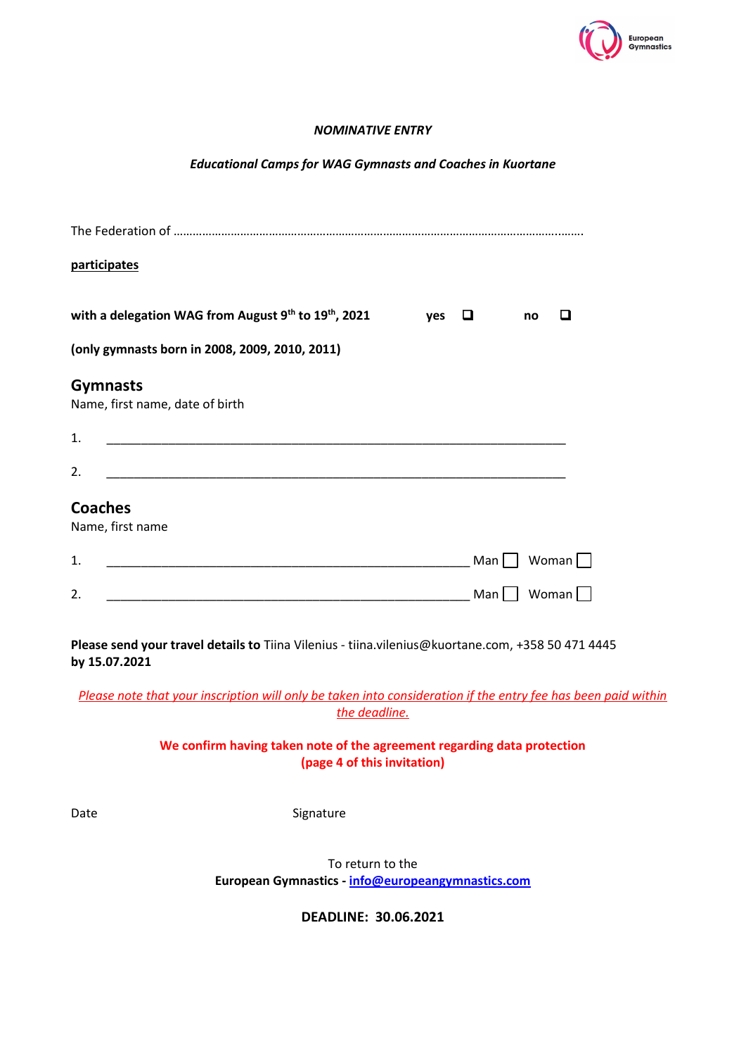*NOMINATIVE ENTRY*

***Educational Camps for WAG Gymnasts and Coaches in Kuortane***

The Federation of ……………………………………………………………………………………………………………..…….

**participates**

**with a delegation WAG from August 9th to 19th, 2021** **yes** ☐ **no** ☐

**(only gymnasts born in 2008, 2009, 2010, 2011)**

## Gymnasts

Name, first name, date of birth

1. ______________________________________________________________________

2. ______________________________________________________________________

## Coaches

Name, first name

1. _______________________________________________________ Man ☐ Woman ☐

2. _______________________________________________________ Man ☐ Woman ☐

**Please send your travel details to** Tiina Vilenius - tiina.vilenius@kuortane.com, +358 50 471 4445 **by 15.07.2021**

*Please note that your inscription will only be taken into consideration if the entry fee has been paid within the deadline.*

**We confirm having taken note of the agreement regarding data protection (page 4 of this invitation)**

Date Signature

To return to the
**European Gymnastics - info@europeangymnastics.com**

**DEADLINE: 30.06.2021**